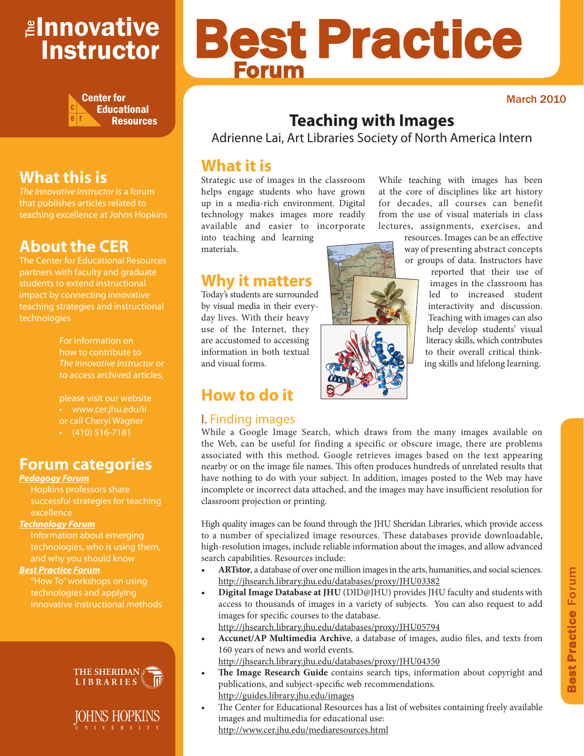# The Innovative Instructor

**Center for Educational Resources**

## What this is

*The Innovative Instructor* is a forum that publishes articles related to teaching excellence at Johns Hopkins

## About the CER

The Center for Educational Resources partners with faculty and graduate students to extend instructional impact by connecting innovative teaching strategies and instructional technologies

For information on how to contribute to *The Innovative Instructor* or to access archived articles,

please visit our website
- www.cer.jhu.edu/ii

or call Cheryl Wagner
- (410) 516-7181

## Forum categories

***Pedagogy Forum***
Hopkins professors share successful strategies for teaching excellence

***Technology Forum***
Information about emerging technologies, who is using them, and why you should know

***Best Practice Forum***
"How To" workshops on using technologies and applying innovative instructional methods

THE SHERIDAN LIBRARIES

JOHNS HOPKINS UNIVERSITY

# Best Practice Forum

March 2010

# Teaching with Images

Adrienne Lai, Art Libraries Society of North America Intern

## What it is

Strategic use of images in the classroom helps engage students who have grown up in a media-rich environment. Digital technology makes images more readily available and easier to incorporate into teaching and learning materials.

While teaching with images has been at the core of disciplines like art history for decades, all courses can benefit from the use of visual materials in class lectures, assignments, exercises, and resources. Images can be an effective way of presenting abstract concepts or groups of data. Instructors have reported that their use of images in the classroom has led to increased student interactivity and discussion. Teaching with images can also help develop students' visual literacy skills, which contributes to their overall critical thinking skills and lifelong learning.

## Why it matters

Today's students are surrounded by visual media in their everyday lives. With their heavy use of the Internet, they are accustomed to accessing information in both textual and visual forms.

## How to do it

### I. Finding images

While a Google Image Search, which draws from the many images available on the Web, can be useful for finding a specific or obscure image, there are problems associated with this method. Google retrieves images based on the text appearing nearby or on the image file names. This often produces hundreds of unrelated results that have nothing to do with your subject. In addition, images posted to the Web may have incomplete or incorrect data attached, and the images may have insufficient resolution for classroom projection or printing.

High quality images can be found through the JHU Sheridan Libraries, which provide access to a number of specialized image resources. These databases provide downloadable, high-resolution images, include reliable information about the images, and allow advanced search capabilities. Resources include:

- **ARTstor**, a database of over one million images in the arts, humanities, and social sciences. http://jhsearch.library.jhu.edu/databases/proxy/JHU03382
- **Digital Image Database at JHU** (DID@JHU) provides JHU faculty and students with access to thousands of images in a variety of subjects. You can also request to add images for specific courses to the database. http://jhsearch.library.jhu.edu/databases/proxy/JHU05794
- **Accunet/AP Multimedia Archive**, a database of images, audio files, and texts from 160 years of news and world events. http://jhsearch.library.jhu.edu/databases/proxy/JHU04350
- **The Image Research Guide** contains search tips, information about copyright and publications, and subject-specific web recommendations. http://guides.library.jhu.edu/images
- The Center for Educational Resources has a list of websites containing freely available images and multimedia for educational use: http://www.cer.jhu.edu/mediaresources.html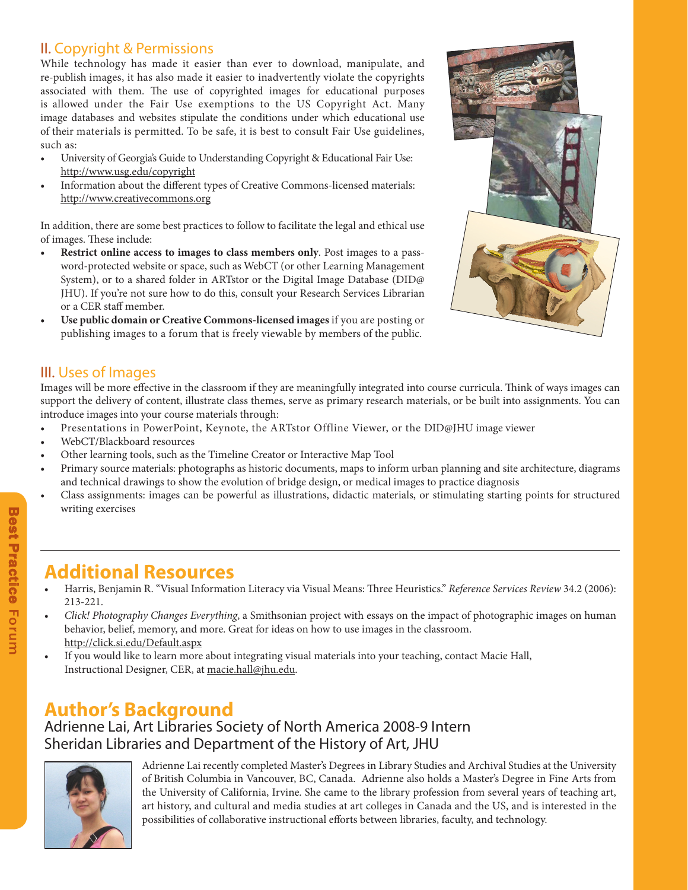## II. Copyright & Permissions

While technology has made it easier than ever to download, manipulate, and re-publish images, it has also made it easier to inadvertently violate the copyrights associated with them. The use of copyrighted images for educational purposes is allowed under the Fair Use exemptions to the US Copyright Act. Many image databases and websites stipulate the conditions under which educational use of their materials is permitted. To be safe, it is best to consult Fair Use guidelines, such as:

- University of Georgia's Guide to Understanding Copyright & Educational Fair Use: http://www.usg.edu/copyright
- Information about the different types of Creative Commons-licensed materials: http://www.creativecommons.org

In addition, there are some best practices to follow to facilitate the legal and ethical use of images. These include:

- **Restrict online access to images to class members only**. Post images to a password-protected website or space, such as WebCT (or other Learning Management System), or to a shared folder in ARTstor or the Digital Image Database (DID@JHU). If you're not sure how to do this, consult your Research Services Librarian or a CER staff member.
- **Use public domain or Creative Commons-licensed images** if you are posting or publishing images to a forum that is freely viewable by members of the public.

## III. Uses of Images

Images will be more effective in the classroom if they are meaningfully integrated into course curricula. Think of ways images can support the delivery of content, illustrate class themes, serve as primary research materials, or be built into assignments. You can introduce images into your course materials through:

- Presentations in PowerPoint, Keynote, the ARTstor Offline Viewer, or the DID@JHU image viewer
- WebCT/Blackboard resources
- Other learning tools, such as the Timeline Creator or Interactive Map Tool
- Primary source materials: photographs as historic documents, maps to inform urban planning and site architecture, diagrams and technical drawings to show the evolution of bridge design, or medical images to practice diagnosis
- Class assignments: images can be powerful as illustrations, didactic materials, or stimulating starting points for structured writing exercises

# Additional Resources

- Harris, Benjamin R. "Visual Information Literacy via Visual Means: Three Heuristics." *Reference Services Review* 34.2 (2006): 213-221.
- *Click! Photography Changes Everything*, a Smithsonian project with essays on the impact of photographic images on human behavior, belief, memory, and more. Great for ideas on how to use images in the classroom. http://click.si.edu/Default.aspx
- If you would like to learn more about integrating visual materials into your teaching, contact Macie Hall, Instructional Designer, CER, at macie.hall@jhu.edu.

# Author's Background

### Adrienne Lai, Art Libraries Society of North America 2008-9 Intern
### Sheridan Libraries and Department of the History of Art, JHU

Adrienne Lai recently completed Master's Degrees in Library Studies and Archival Studies at the University of British Columbia in Vancouver, BC, Canada. Adrienne also holds a Master's Degree in Fine Arts from the University of California, Irvine. She came to the library profession from several years of teaching art, art history, and cultural and media studies at art colleges in Canada and the US, and is interested in the possibilities of collaborative instructional efforts between libraries, faculty, and technology.